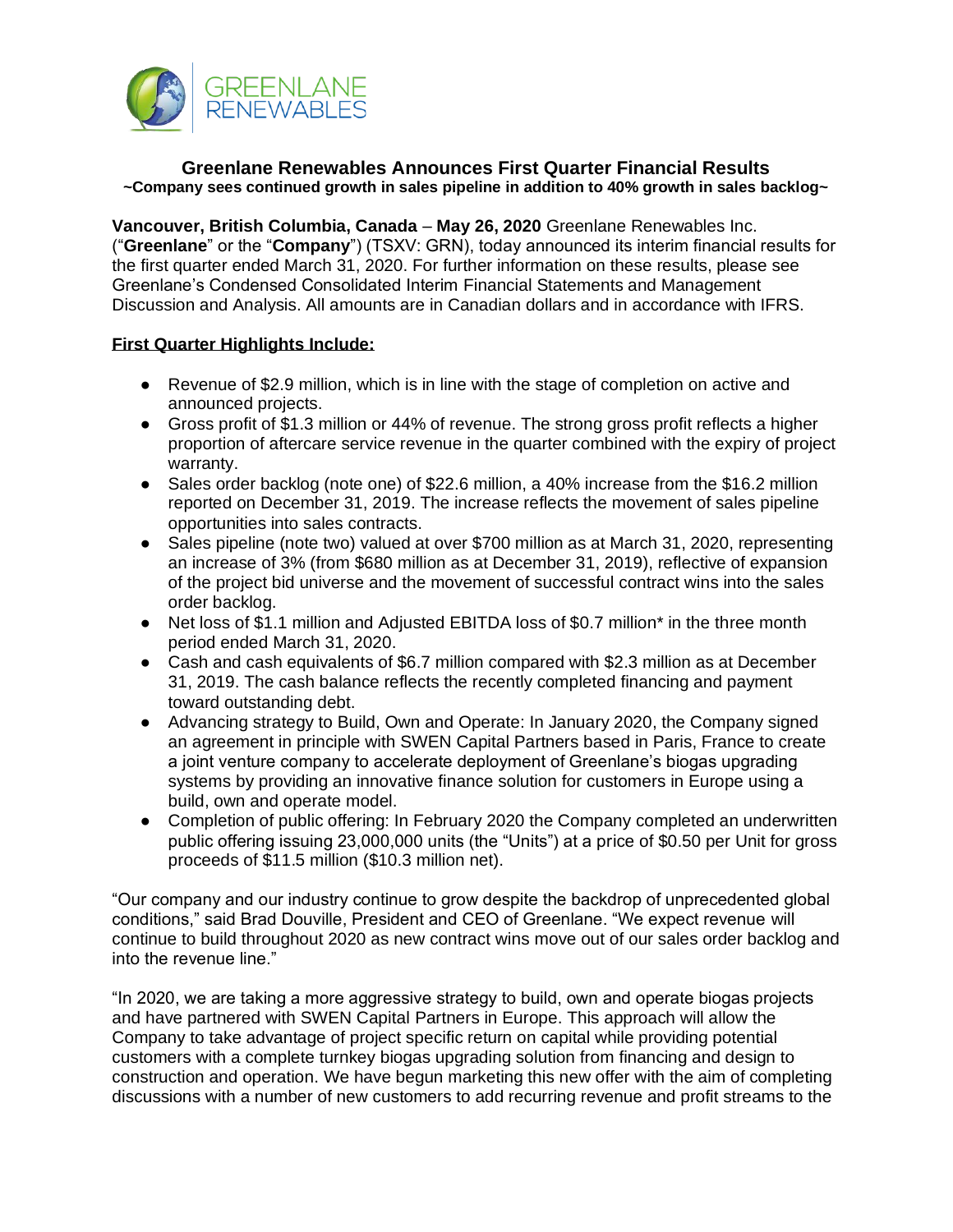GREENLANE RENEWABLES

# Greenlane Renewables Announces First Quarter Financial Results

**~Company sees continued growth in sales pipeline in addition to 40% growth in sales backlog~**

**Vancouver, British Columbia, Canada** – **May 26, 2020** Greenlane Renewables Inc. ("**Greenlane**" or the "**Company**") (TSXV: GRN), today announced its interim financial results for the first quarter ended March 31, 2020. For further information on these results, please see Greenlane's Condensed Consolidated Interim Financial Statements and Management Discussion and Analysis. All amounts are in Canadian dollars and in accordance with IFRS.

**First Quarter Highlights Include:**

- Revenue of $2.9 million, which is in line with the stage of completion on active and announced projects.
- Gross profit of $1.3 million or 44% of revenue. The strong gross profit reflects a higher proportion of aftercare service revenue in the quarter combined with the expiry of project warranty.
- Sales order backlog (note one) of $22.6 million, a 40% increase from the $16.2 million reported on December 31, 2019. The increase reflects the movement of sales pipeline opportunities into sales contracts.
- Sales pipeline (note two) valued at over $700 million as at March 31, 2020, representing an increase of 3% (from $680 million as at December 31, 2019), reflective of expansion of the project bid universe and the movement of successful contract wins into the sales order backlog.
- Net loss of $1.1 million and Adjusted EBITDA loss of $0.7 million* in the three month period ended March 31, 2020.
- Cash and cash equivalents of $6.7 million compared with $2.3 million as at December 31, 2019. The cash balance reflects the recently completed financing and payment toward outstanding debt.
- Advancing strategy to Build, Own and Operate: In January 2020, the Company signed an agreement in principle with SWEN Capital Partners based in Paris, France to create a joint venture company to accelerate deployment of Greenlane's biogas upgrading systems by providing an innovative finance solution for customers in Europe using a build, own and operate model.
- Completion of public offering: In February 2020 the Company completed an underwritten public offering issuing 23,000,000 units (the "Units") at a price of $0.50 per Unit for gross proceeds of $11.5 million ($10.3 million net).

"Our company and our industry continue to grow despite the backdrop of unprecedented global conditions," said Brad Douville, President and CEO of Greenlane. "We expect revenue will continue to build throughout 2020 as new contract wins move out of our sales order backlog and into the revenue line."

"In 2020, we are taking a more aggressive strategy to build, own and operate biogas projects and have partnered with SWEN Capital Partners in Europe. This approach will allow the Company to take advantage of project specific return on capital while providing potential customers with a complete turnkey biogas upgrading solution from financing and design to construction and operation. We have begun marketing this new offer with the aim of completing discussions with a number of new customers to add recurring revenue and profit streams to the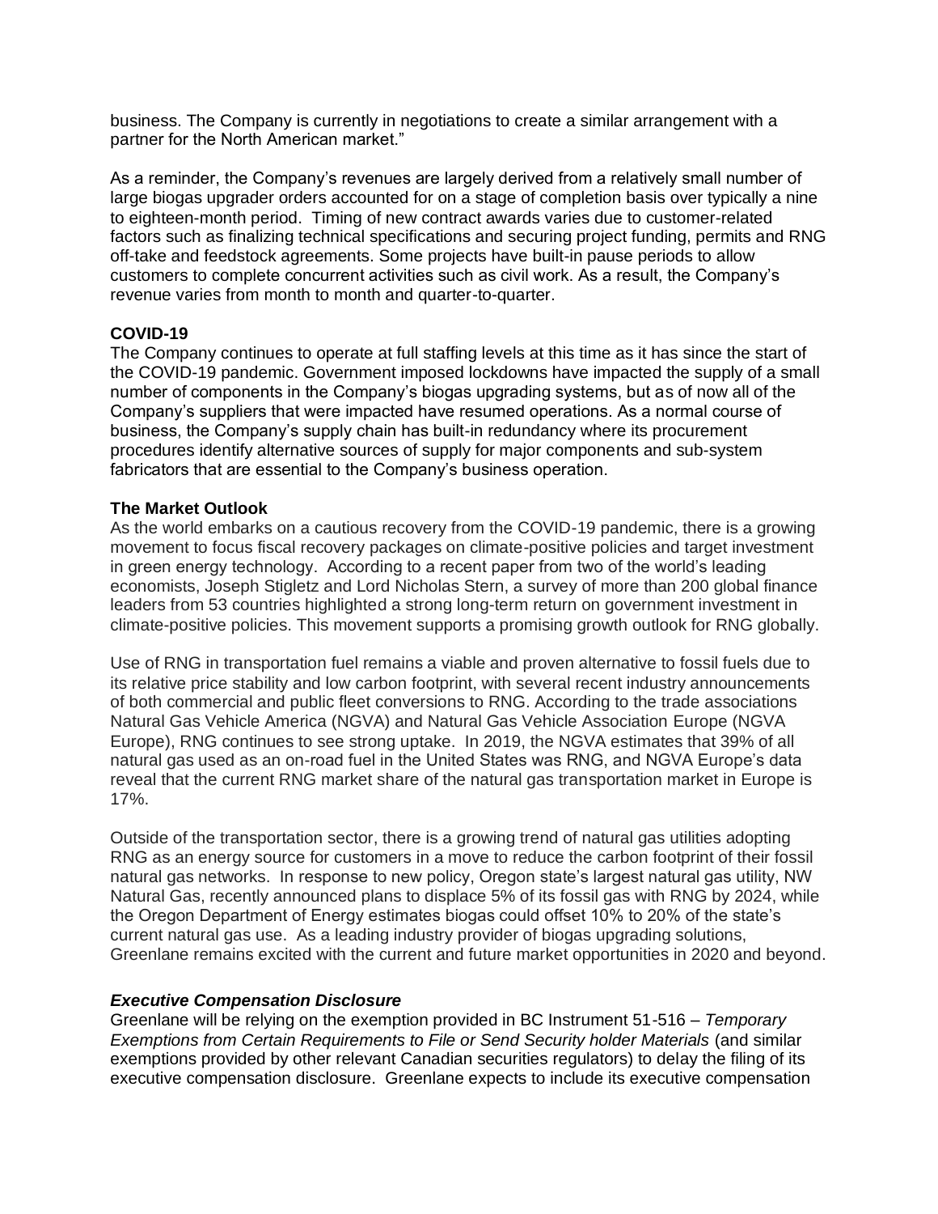business. The Company is currently in negotiations to create a similar arrangement with a partner for the North American market."

As a reminder, the Company's revenues are largely derived from a relatively small number of large biogas upgrader orders accounted for on a stage of completion basis over typically a nine to eighteen-month period. Timing of new contract awards varies due to customer-related factors such as finalizing technical specifications and securing project funding, permits and RNG off-take and feedstock agreements. Some projects have built-in pause periods to allow customers to complete concurrent activities such as civil work. As a result, the Company's revenue varies from month to month and quarter-to-quarter.

**COVID-19**

The Company continues to operate at full staffing levels at this time as it has since the start of the COVID-19 pandemic. Government imposed lockdowns have impacted the supply of a small number of components in the Company's biogas upgrading systems, but as of now all of the Company's suppliers that were impacted have resumed operations. As a normal course of business, the Company's supply chain has built-in redundancy where its procurement procedures identify alternative sources of supply for major components and sub-system fabricators that are essential to the Company's business operation.

**The Market Outlook**

As the world embarks on a cautious recovery from the COVID-19 pandemic, there is a growing movement to focus fiscal recovery packages on climate-positive policies and target investment in green energy technology. According to a recent paper from two of the world's leading economists, Joseph Stigletz and Lord Nicholas Stern, a survey of more than 200 global finance leaders from 53 countries highlighted a strong long-term return on government investment in climate-positive policies. This movement supports a promising growth outlook for RNG globally.

Use of RNG in transportation fuel remains a viable and proven alternative to fossil fuels due to its relative price stability and low carbon footprint, with several recent industry announcements of both commercial and public fleet conversions to RNG. According to the trade associations Natural Gas Vehicle America (NGVA) and Natural Gas Vehicle Association Europe (NGVA Europe), RNG continues to see strong uptake. In 2019, the NGVA estimates that 39% of all natural gas used as an on-road fuel in the United States was RNG, and NGVA Europe's data reveal that the current RNG market share of the natural gas transportation market in Europe is 17%.

Outside of the transportation sector, there is a growing trend of natural gas utilities adopting RNG as an energy source for customers in a move to reduce the carbon footprint of their fossil natural gas networks. In response to new policy, Oregon state's largest natural gas utility, NW Natural Gas, recently announced plans to displace 5% of its fossil gas with RNG by 2024, while the Oregon Department of Energy estimates biogas could offset 10% to 20% of the state's current natural gas use. As a leading industry provider of biogas upgrading solutions, Greenlane remains excited with the current and future market opportunities in 2020 and beyond.

***Executive Compensation Disclosure***

Greenlane will be relying on the exemption provided in BC Instrument 51-516 – *Temporary Exemptions from Certain Requirements to File or Send Security holder Materials* (and similar exemptions provided by other relevant Canadian securities regulators) to delay the filing of its executive compensation disclosure. Greenlane expects to include its executive compensation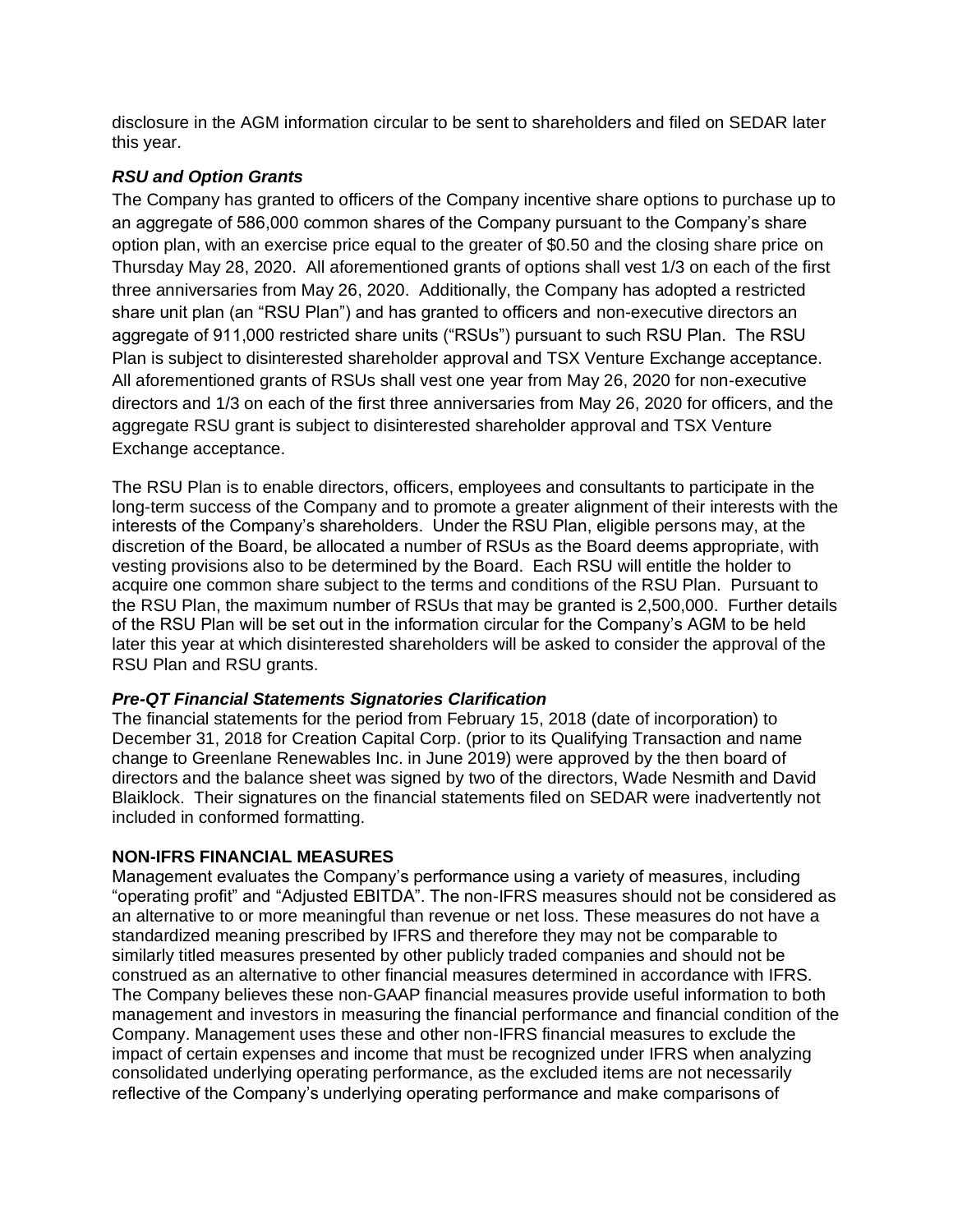disclosure in the AGM information circular to be sent to shareholders and filed on SEDAR later this year.

### *RSU and Option Grants*

The Company has granted to officers of the Company incentive share options to purchase up to an aggregate of 586,000 common shares of the Company pursuant to the Company's share option plan, with an exercise price equal to the greater of $0.50 and the closing share price on Thursday May 28, 2020. All aforementioned grants of options shall vest 1/3 on each of the first three anniversaries from May 26, 2020. Additionally, the Company has adopted a restricted share unit plan (an "RSU Plan") and has granted to officers and non-executive directors an aggregate of 911,000 restricted share units ("RSUs") pursuant to such RSU Plan. The RSU Plan is subject to disinterested shareholder approval and TSX Venture Exchange acceptance. All aforementioned grants of RSUs shall vest one year from May 26, 2020 for non-executive directors and 1/3 on each of the first three anniversaries from May 26, 2020 for officers, and the aggregate RSU grant is subject to disinterested shareholder approval and TSX Venture Exchange acceptance.

The RSU Plan is to enable directors, officers, employees and consultants to participate in the long-term success of the Company and to promote a greater alignment of their interests with the interests of the Company's shareholders. Under the RSU Plan, eligible persons may, at the discretion of the Board, be allocated a number of RSUs as the Board deems appropriate, with vesting provisions also to be determined by the Board. Each RSU will entitle the holder to acquire one common share subject to the terms and conditions of the RSU Plan. Pursuant to the RSU Plan, the maximum number of RSUs that may be granted is 2,500,000. Further details of the RSU Plan will be set out in the information circular for the Company's AGM to be held later this year at which disinterested shareholders will be asked to consider the approval of the RSU Plan and RSU grants.

### *Pre-QT Financial Statements Signatories Clarification*

The financial statements for the period from February 15, 2018 (date of incorporation) to December 31, 2018 for Creation Capital Corp. (prior to its Qualifying Transaction and name change to Greenlane Renewables Inc. in June 2019) were approved by the then board of directors and the balance sheet was signed by two of the directors, Wade Nesmith and David Blaiklock. Their signatures on the financial statements filed on SEDAR were inadvertently not included in conformed formatting.

## NON-IFRS FINANCIAL MEASURES

Management evaluates the Company's performance using a variety of measures, including "operating profit" and "Adjusted EBITDA". The non-IFRS measures should not be considered as an alternative to or more meaningful than revenue or net loss. These measures do not have a standardized meaning prescribed by IFRS and therefore they may not be comparable to similarly titled measures presented by other publicly traded companies and should not be construed as an alternative to other financial measures determined in accordance with IFRS. The Company believes these non-GAAP financial measures provide useful information to both management and investors in measuring the financial performance and financial condition of the Company. Management uses these and other non-IFRS financial measures to exclude the impact of certain expenses and income that must be recognized under IFRS when analyzing consolidated underlying operating performance, as the excluded items are not necessarily reflective of the Company's underlying operating performance and make comparisons of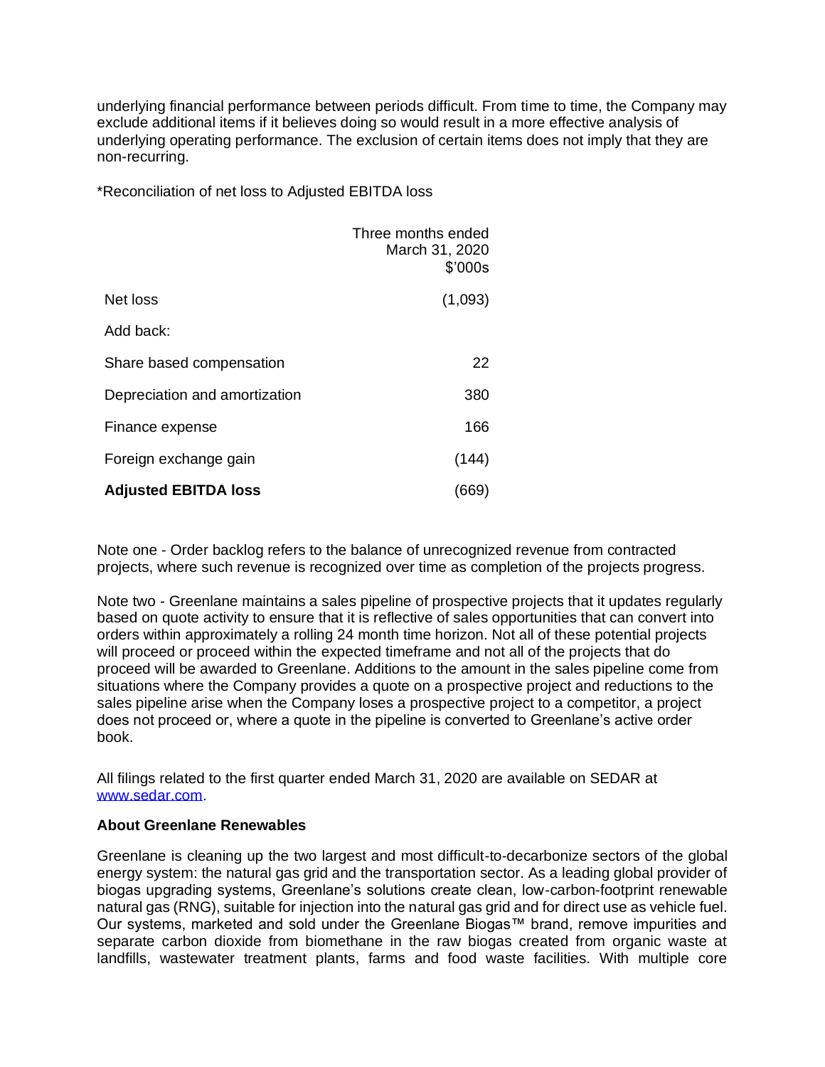underlying financial performance between periods difficult. From time to time, the Company may exclude additional items if it believes doing so would result in a more effective analysis of underlying operating performance. The exclusion of certain items does not imply that they are non-recurring.

*Reconciliation of net loss to Adjusted EBITDA loss

| | Three months ended March 31, 2020 $'000s |
|---|---|
| Net loss | (1,093) |
| Add back: | |
| Share based compensation | 22 |
| Depreciation and amortization | 380 |
| Finance expense | 166 |
| Foreign exchange gain | (144) |
| **Adjusted EBITDA loss** | (669) |

Note one - Order backlog refers to the balance of unrecognized revenue from contracted projects, where such revenue is recognized over time as completion of the projects progress.

Note two - Greenlane maintains a sales pipeline of prospective projects that it updates regularly based on quote activity to ensure that it is reflective of sales opportunities that can convert into orders within approximately a rolling 24 month time horizon. Not all of these potential projects will proceed or proceed within the expected timeframe and not all of the projects that do proceed will be awarded to Greenlane. Additions to the amount in the sales pipeline come from situations where the Company provides a quote on a prospective project and reductions to the sales pipeline arise when the Company loses a prospective project to a competitor, a project does not proceed or, where a quote in the pipeline is converted to Greenlane's active order book.

All filings related to the first quarter ended March 31, 2020 are available on SEDAR at [www.sedar.com](http://www.sedar.com).

**About Greenlane Renewables**

Greenlane is cleaning up the two largest and most difficult-to-decarbonize sectors of the global energy system: the natural gas grid and the transportation sector. As a leading global provider of biogas upgrading systems, Greenlane's solutions create clean, low-carbon-footprint renewable natural gas (RNG), suitable for injection into the natural gas grid and for direct use as vehicle fuel. Our systems, marketed and sold under the Greenlane Biogas™ brand, remove impurities and separate carbon dioxide from biomethane in the raw biogas created from organic waste at landfills, wastewater treatment plants, farms and food waste facilities. With multiple core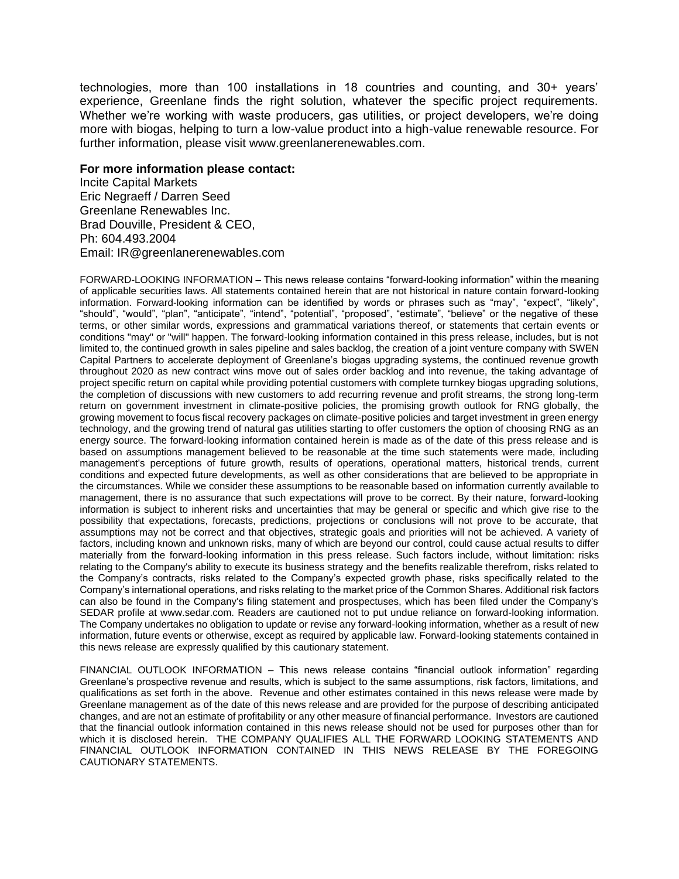technologies, more than 100 installations in 18 countries and counting, and 30+ years' experience, Greenlane finds the right solution, whatever the specific project requirements. Whether we're working with waste producers, gas utilities, or project developers, we're doing more with biogas, helping to turn a low-value product into a high-value renewable resource. For further information, please visit www.greenlanerenewables.com.

**For more information please contact:**
Incite Capital Markets
Eric Negraeff / Darren Seed
Greenlane Renewables Inc.
Brad Douville, President & CEO,
Ph: 604.493.2004
Email: IR@greenlanerenewables.com

FORWARD-LOOKING INFORMATION – This news release contains "forward-looking information" within the meaning of applicable securities laws. All statements contained herein that are not historical in nature contain forward-looking information. Forward-looking information can be identified by words or phrases such as "may", "expect", "likely", "should", "would", "plan", "anticipate", "intend", "potential", "proposed", "estimate", "believe" or the negative of these terms, or other similar words, expressions and grammatical variations thereof, or statements that certain events or conditions "may" or "will" happen. The forward-looking information contained in this press release, includes, but is not limited to, the continued growth in sales pipeline and sales backlog, the creation of a joint venture company with SWEN Capital Partners to accelerate deployment of Greenlane's biogas upgrading systems, the continued revenue growth throughout 2020 as new contract wins move out of sales order backlog and into revenue, the taking advantage of project specific return on capital while providing potential customers with complete turnkey biogas upgrading solutions, the completion of discussions with new customers to add recurring revenue and profit streams, the strong long-term return on government investment in climate-positive policies, the promising growth outlook for RNG globally, the growing movement to focus fiscal recovery packages on climate-positive policies and target investment in green energy technology, and the growing trend of natural gas utilities starting to offer customers the option of choosing RNG as an energy source. The forward-looking information contained herein is made as of the date of this press release and is based on assumptions management believed to be reasonable at the time such statements were made, including management's perceptions of future growth, results of operations, operational matters, historical trends, current conditions and expected future developments, as well as other considerations that are believed to be appropriate in the circumstances. While we consider these assumptions to be reasonable based on information currently available to management, there is no assurance that such expectations will prove to be correct. By their nature, forward-looking information is subject to inherent risks and uncertainties that may be general or specific and which give rise to the possibility that expectations, forecasts, predictions, projections or conclusions will not prove to be accurate, that assumptions may not be correct and that objectives, strategic goals and priorities will not be achieved. A variety of factors, including known and unknown risks, many of which are beyond our control, could cause actual results to differ materially from the forward-looking information in this press release. Such factors include, without limitation: risks relating to the Company's ability to execute its business strategy and the benefits realizable therefrom, risks related to the Company's contracts, risks related to the Company's expected growth phase, risks specifically related to the Company's international operations, and risks relating to the market price of the Common Shares. Additional risk factors can also be found in the Company's filing statement and prospectuses, which has been filed under the Company's SEDAR profile at www.sedar.com. Readers are cautioned not to put undue reliance on forward-looking information. The Company undertakes no obligation to update or revise any forward-looking information, whether as a result of new information, future events or otherwise, except as required by applicable law. Forward-looking statements contained in this news release are expressly qualified by this cautionary statement.

FINANCIAL OUTLOOK INFORMATION – This news release contains "financial outlook information" regarding Greenlane's prospective revenue and results, which is subject to the same assumptions, risk factors, limitations, and qualifications as set forth in the above. Revenue and other estimates contained in this news release were made by Greenlane management as of the date of this news release and are provided for the purpose of describing anticipated changes, and are not an estimate of profitability or any other measure of financial performance. Investors are cautioned that the financial outlook information contained in this news release should not be used for purposes other than for which it is disclosed herein. THE COMPANY QUALIFIES ALL THE FORWARD LOOKING STATEMENTS AND FINANCIAL OUTLOOK INFORMATION CONTAINED IN THIS NEWS RELEASE BY THE FOREGOING CAUTIONARY STATEMENTS.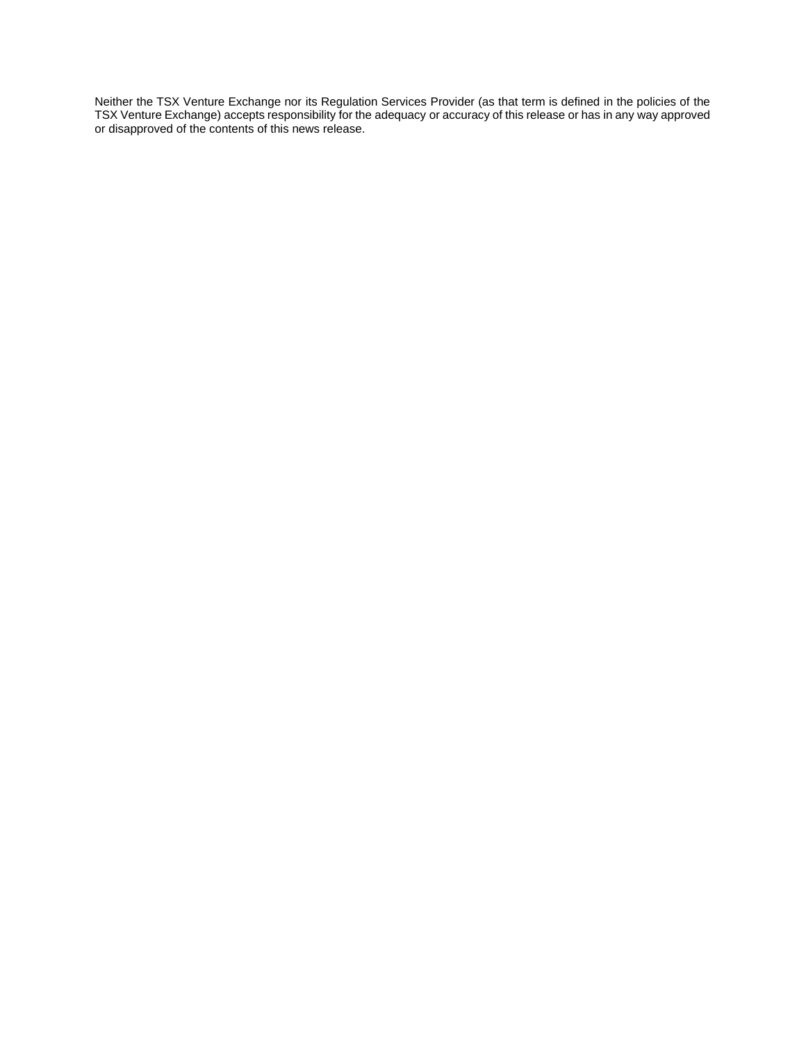Neither the TSX Venture Exchange nor its Regulation Services Provider (as that term is defined in the policies of the TSX Venture Exchange) accepts responsibility for the adequacy or accuracy of this release or has in any way approved or disapproved of the contents of this news release.